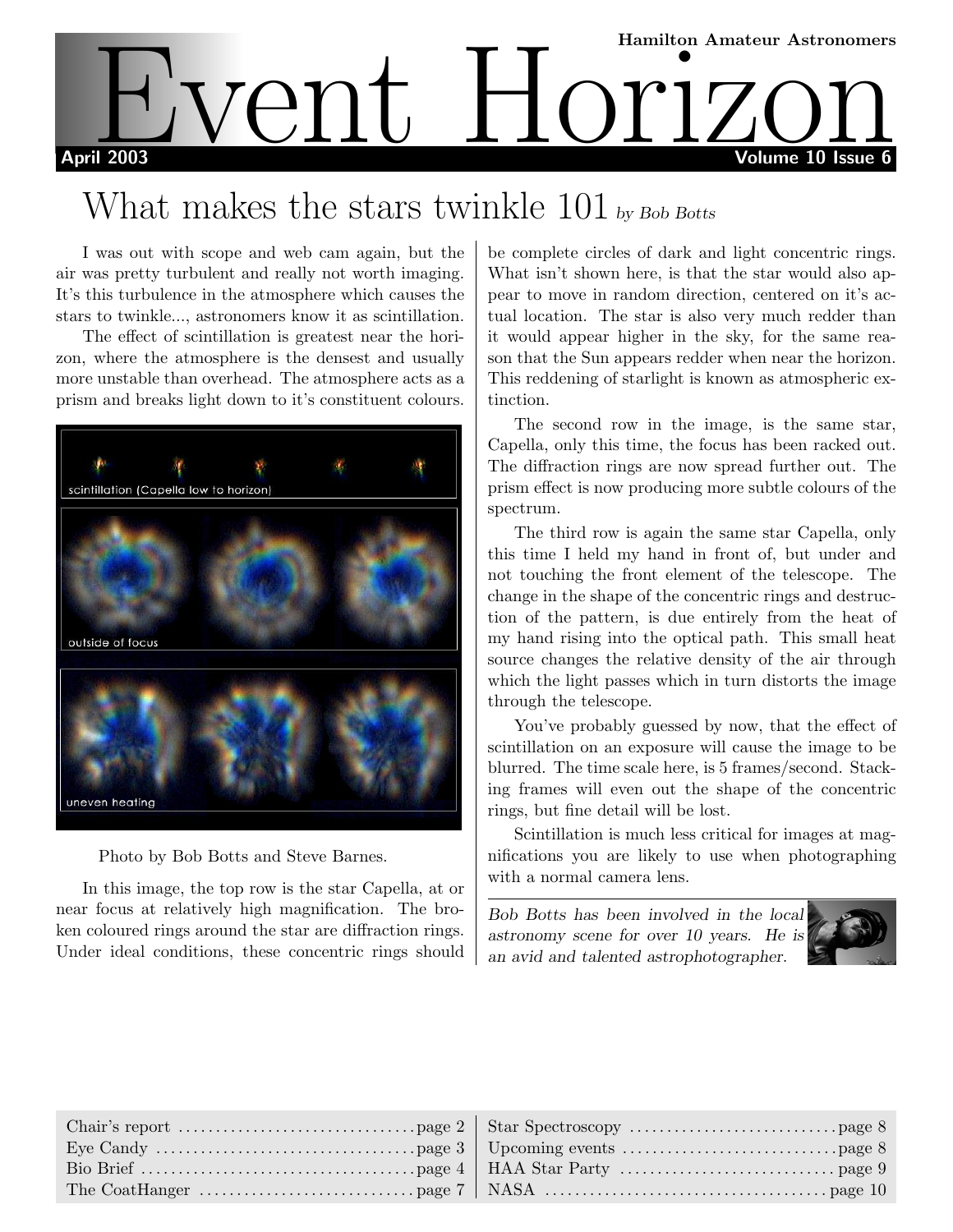Hamilton Amateur Astronomers

# Event Horizon

April 2003 — Volume 10 Issue 6

## What makes the stars twinkle 101 *by Bob Botts*

I was out with scope and web cam again, but the air was pretty turbulent and really not worth imaging. It's this turbulence in the atmosphere which causes the stars to twinkle..., astronomers know it as scintillation.

The effect of scintillation is greatest near the horizon, where the atmosphere is the densest and usually more unstable than overhead. The atmosphere acts as a prism and breaks light down to it's constituent colours.

Photo by Bob Botts and Steve Barnes.

In this image, the top row is the star Capella, at or near focus at relatively high magnification. The broken coloured rings around the star are diffraction rings. Under ideal conditions, these concentric rings should be complete circles of dark and light concentric rings. What isn't shown here, is that the star would also appear to move in random direction, centered on it's actual location. The star is also very much redder than it would appear higher in the sky, for the same reason that the Sun appears redder when near the horizon. This reddening of starlight is known as atmospheric extinction.

The second row in the image, is the same star, Capella, only this time, the focus has been racked out. The diffraction rings are now spread further out. The prism effect is now producing more subtle colours of the spectrum.

The third row is again the same star Capella, only this time I held my hand in front of, but under and not touching the front element of the telescope. The change in the shape of the concentric rings and destruction of the pattern, is due entirely from the heat of my hand rising into the optical path. This small heat source changes the relative density of the air through which the light passes which in turn distorts the image through the telescope.

You've probably guessed by now, that the effect of scintillation on an exposure will cause the image to be blurred. The time scale here, is 5 frames/second. Stacking frames will even out the shape of the concentric rings, but fine detail will be lost.

Scintillation is much less critical for images at magnifications you are likely to use when photographing with a normal camera lens.

*Bob Botts has been involved in the local astronomy scene for over 10 years. He is an avid and talented astrophotographer.*

| | |
|---|---|
| Chair's report .......... page 2 | Star Spectroscopy .......... page 8 |
| Eye Candy .......... page 3 | Upcoming events .......... page 8 |
| Bio Brief .......... page 4 | HAA Star Party .......... page 9 |
| The CoatHanger .......... page 7 | NASA .......... page 10 |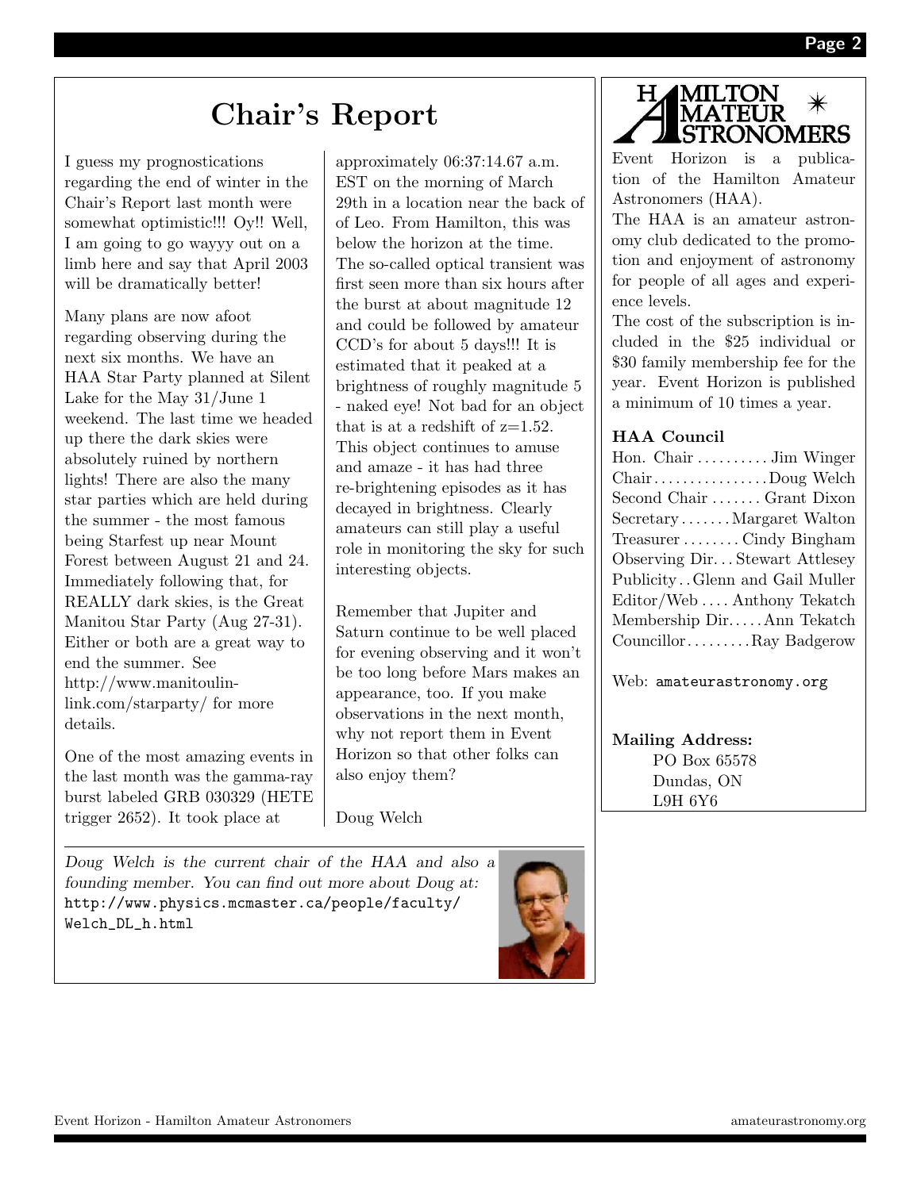# Chair's Report

I guess my prognostications regarding the end of winter in the Chair's Report last month were somewhat optimistic!!! Oy!! Well, I am going to go wayyy out on a limb here and say that April 2003 will be dramatically better!

Many plans are now afoot regarding observing during the next six months. We have an HAA Star Party planned at Silent Lake for the May 31/June 1 weekend. The last time we headed up there the dark skies were absolutely ruined by northern lights! There are also the many star parties which are held during the summer - the most famous being Starfest up near Mount Forest between August 21 and 24. Immediately following that, for REALLY dark skies, is the Great Manitou Star Party (Aug 27-31). Either or both are a great way to end the summer. See http://www.manitoulin-link.com/starparty/ for more details.

One of the most amazing events in the last month was the gamma-ray burst labeled GRB 030329 (HETE trigger 2652). It took place at approximately 06:37:14.67 a.m. EST on the morning of March 29th in a location near the back of of Leo. From Hamilton, this was below the horizon at the time. The so-called optical transient was first seen more than six hours after the burst at about magnitude 12 and could be followed by amateur CCD's for about 5 days!!! It is estimated that it peaked at a brightness of roughly magnitude 5 - naked eye! Not bad for an object that is at a redshift of $z=1.52$. This object continues to amuse and amaze - it has had three re-brightening episodes as it has decayed in brightness. Clearly amateurs can still play a useful role in monitoring the sky for such interesting objects.

Remember that Jupiter and Saturn continue to be well placed for evening observing and it won't be too long before Mars makes an appearance, too. If you make observations in the next month, why not report them in Event Horizon so that other folks can also enjoy them?

Doug Welch

*Doug Welch is the current chair of the HAA and also a founding member. You can find out more about Doug at:* http://www.physics.mcmaster.ca/people/faculty/Welch_DL_h.html

---

**Hamilton Amateur Astronomers**

Event Horizon is a publication of the Hamilton Amateur Astronomers (HAA).

The HAA is an amateur astronomy club dedicated to the promotion and enjoyment of astronomy for people of all ages and experience levels.

The cost of the subscription is included in the $25 individual or $30 family membership fee for the year. Event Horizon is published a minimum of 10 times a year.

### HAA Council

- Hon. Chair .......... Jim Winger
- Chair .......... Doug Welch
- Second Chair .......... Grant Dixon
- Secretary .......... Margaret Walton
- Treasurer .......... Cindy Bingham
- Observing Dir. .......... Stewart Attlesey
- Publicity .......... Glenn and Gail Muller
- Editor/Web .......... Anthony Tekatch
- Membership Dir. .......... Ann Tekatch
- Councillor .......... Ray Badgerow

Web: amateurastronomy.org

**Mailing Address:**
PO Box 65578
Dundas, ON
L9H 6Y6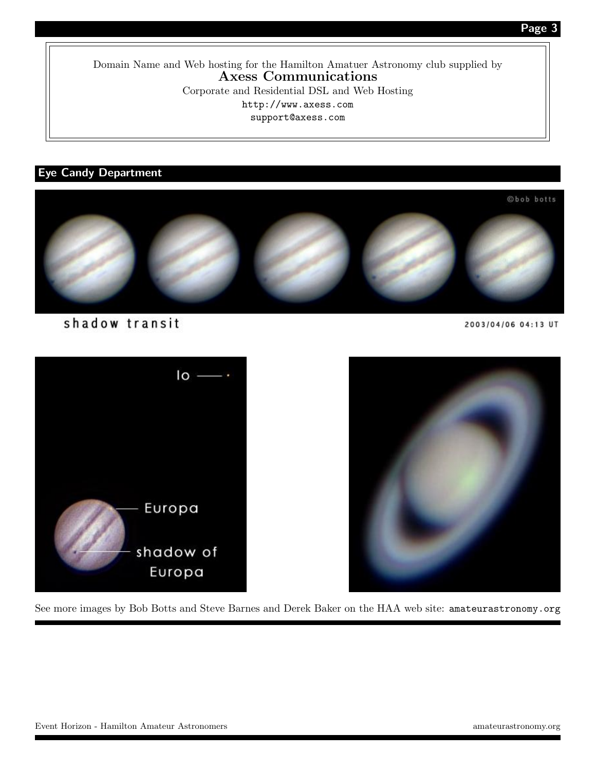Domain Name and Web hosting for the Hamilton Amatuer Astronomy club supplied by

**Axess Communications**

Corporate and Residential DSL and Web Hosting

http://www.axess.com

support@axess.com

## Eye Candy Department

See more images by Bob Botts and Steve Barnes and Derek Baker on the HAA web site: amateurastronomy.org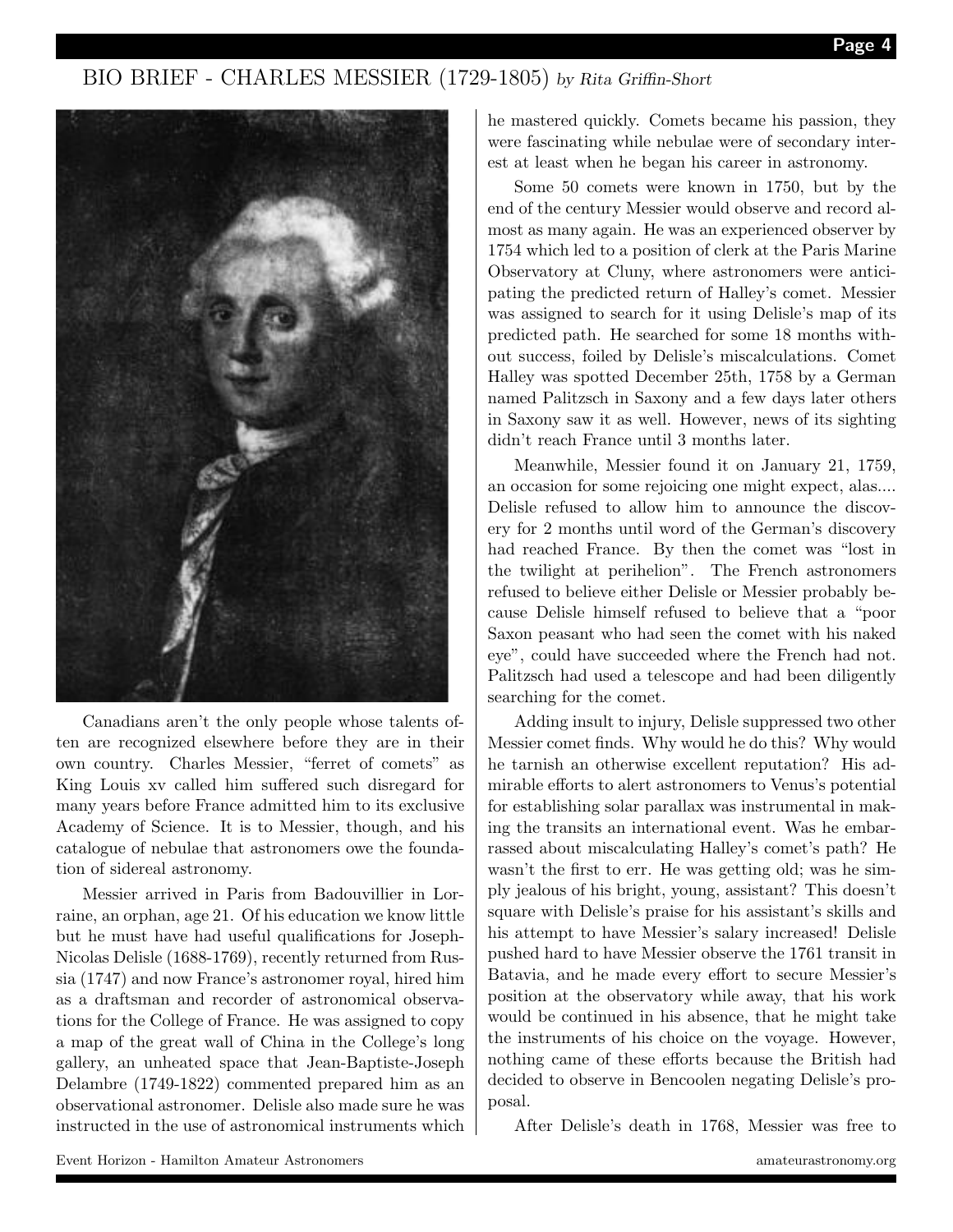## BIO BRIEF - CHARLES MESSIER (1729-1805) *by Rita Griffin-Short*

Canadians aren't the only people whose talents often are recognized elsewhere before they are in their own country. Charles Messier, "ferret of comets" as King Louis xv called him suffered such disregard for many years before France admitted him to its exclusive Academy of Science. It is to Messier, though, and his catalogue of nebulae that astronomers owe the foundation of sidereal astronomy.

Messier arrived in Paris from Badouvillier in Lorraine, an orphan, age 21. Of his education we know little but he must have had useful qualifications for Joseph-Nicolas Delisle (1688-1769), recently returned from Russia (1747) and now France's astronomer royal, hired him as a draftsman and recorder of astronomical observations for the College of France. He was assigned to copy a map of the great wall of China in the College's long gallery, an unheated space that Jean-Baptiste-Joseph Delambre (1749-1822) commented prepared him as an observational astronomer. Delisle also made sure he was instructed in the use of astronomical instruments which he mastered quickly. Comets became his passion, they were fascinating while nebulae were of secondary interest at least when he began his career in astronomy.

Some 50 comets were known in 1750, but by the end of the century Messier would observe and record almost as many again. He was an experienced observer by 1754 which led to a position of clerk at the Paris Marine Observatory at Cluny, where astronomers were anticipating the predicted return of Halley's comet. Messier was assigned to search for it using Delisle's map of its predicted path. He searched for some 18 months without success, foiled by Delisle's miscalculations. Comet Halley was spotted December 25th, 1758 by a German named Palitzsch in Saxony and a few days later others in Saxony saw it as well. However, news of its sighting didn't reach France until 3 months later.

Meanwhile, Messier found it on January 21, 1759, an occasion for some rejoicing one might expect, alas.... Delisle refused to allow him to announce the discovery for 2 months until word of the German's discovery had reached France. By then the comet was "lost in the twilight at perihelion". The French astronomers refused to believe either Delisle or Messier probably because Delisle himself refused to believe that a "poor Saxon peasant who had seen the comet with his naked eye", could have succeeded where the French had not. Palitzsch had used a telescope and had been diligently searching for the comet.

Adding insult to injury, Delisle suppressed two other Messier comet finds. Why would he do this? Why would he tarnish an otherwise excellent reputation? His admirable efforts to alert astronomers to Venus's potential for establishing solar parallax was instrumental in making the transits an international event. Was he embarrassed about miscalculating Halley's comet's path? He wasn't the first to err. He was getting old; was he simply jealous of his bright, young, assistant? This doesn't square with Delisle's praise for his assistant's skills and his attempt to have Messier's salary increased! Delisle pushed hard to have Messier observe the 1761 transit in Batavia, and he made every effort to secure Messier's position at the observatory while away, that his work would be continued in his absence, that he might take the instruments of his choice on the voyage. However, nothing came of these efforts because the British had decided to observe in Bencoolen negating Delisle's proposal.

After Delisle's death in 1768, Messier was free to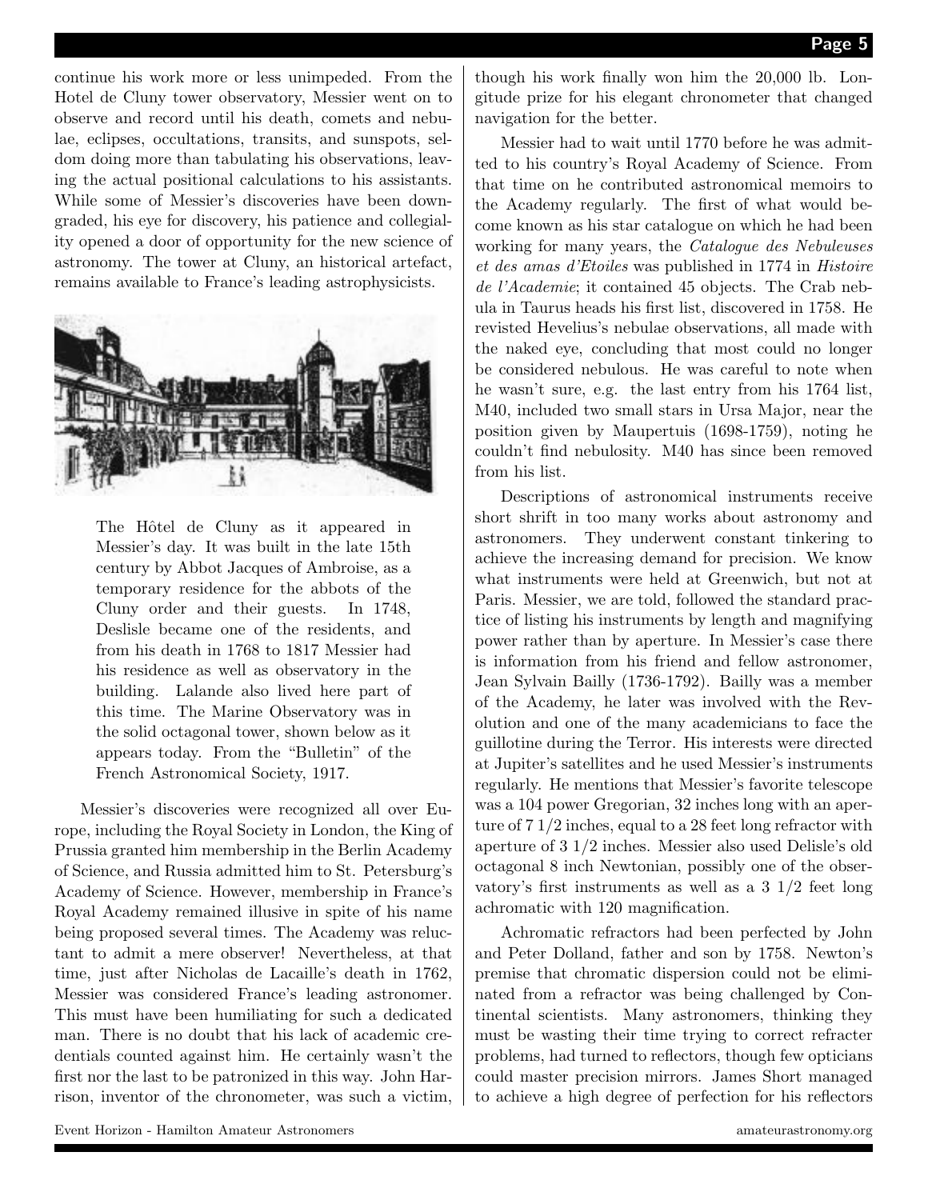continue his work more or less unimpeded. From the Hotel de Cluny tower observatory, Messier went on to observe and record until his death, comets and nebulae, eclipses, occultations, transits, and sunspots, seldom doing more than tabulating his observations, leaving the actual positional calculations to his assistants. While some of Messier's discoveries have been downgraded, his eye for discovery, his patience and collegiality opened a door of opportunity for the new science of astronomy. The tower at Cluny, an historical artefact, remains available to France's leading astrophysicists.

The Hôtel de Cluny as it appeared in Messier's day. It was built in the late 15th century by Abbot Jacques of Ambroise, as a temporary residence for the abbots of the Cluny order and their guests. In 1748, Deslisle became one of the residents, and from his death in 1768 to 1817 Messier had his residence as well as observatory in the building. Lalande also lived here part of this time. The Marine Observatory was in the solid octagonal tower, shown below as it appears today. From the "Bulletin" of the French Astronomical Society, 1917.

Messier's discoveries were recognized all over Europe, including the Royal Society in London, the King of Prussia granted him membership in the Berlin Academy of Science, and Russia admitted him to St. Petersburg's Academy of Science. However, membership in France's Royal Academy remained illusive in spite of his name being proposed several times. The Academy was reluctant to admit a mere observer! Nevertheless, at that time, just after Nicholas de Lacaille's death in 1762, Messier was considered France's leading astronomer. This must have been humiliating for such a dedicated man. There is no doubt that his lack of academic credentials counted against him. He certainly wasn't the first nor the last to be patronized in this way. John Harrison, inventor of the chronometer, was such a victim, though his work finally won him the 20,000 lb. Longitude prize for his elegant chronometer that changed navigation for the better.

Messier had to wait until 1770 before he was admitted to his country's Royal Academy of Science. From that time on he contributed astronomical memoirs to the Academy regularly. The first of what would become known as his star catalogue on which he had been working for many years, the *Catalogue des Nebuleuses et des amas d'Etoiles* was published in 1774 in *Histoire de l'Academie*; it contained 45 objects. The Crab nebula in Taurus heads his first list, discovered in 1758. He revisted Hevelius's nebulae observations, all made with the naked eye, concluding that most could no longer be considered nebulous. He was careful to note when he wasn't sure, e.g. the last entry from his 1764 list, M40, included two small stars in Ursa Major, near the position given by Maupertuis (1698-1759), noting he couldn't find nebulosity. M40 has since been removed from his list.

Descriptions of astronomical instruments receive short shrift in too many works about astronomy and astronomers. They underwent constant tinkering to achieve the increasing demand for precision. We know what instruments were held at Greenwich, but not at Paris. Messier, we are told, followed the standard practice of listing his instruments by length and magnifying power rather than by aperture. In Messier's case there is information from his friend and fellow astronomer, Jean Sylvain Bailly (1736-1792). Bailly was a member of the Academy, he later was involved with the Revolution and one of the many academicians to face the guillotine during the Terror. His interests were directed at Jupiter's satellites and he used Messier's instruments regularly. He mentions that Messier's favorite telescope was a 104 power Gregorian, 32 inches long with an aperture of 7 1/2 inches, equal to a 28 feet long refractor with aperture of 3 1/2 inches. Messier also used Delisle's old octagonal 8 inch Newtonian, possibly one of the observatory's first instruments as well as a 3 1/2 feet long achromatic with 120 magnification.

Achromatic refractors had been perfected by John and Peter Dolland, father and son by 1758. Newton's premise that chromatic dispersion could not be eliminated from a refractor was being challenged by Continental scientists. Many astronomers, thinking they must be wasting their time trying to correct refracter problems, had turned to reflectors, though few opticians could master precision mirrors. James Short managed to achieve a high degree of perfection for his reflectors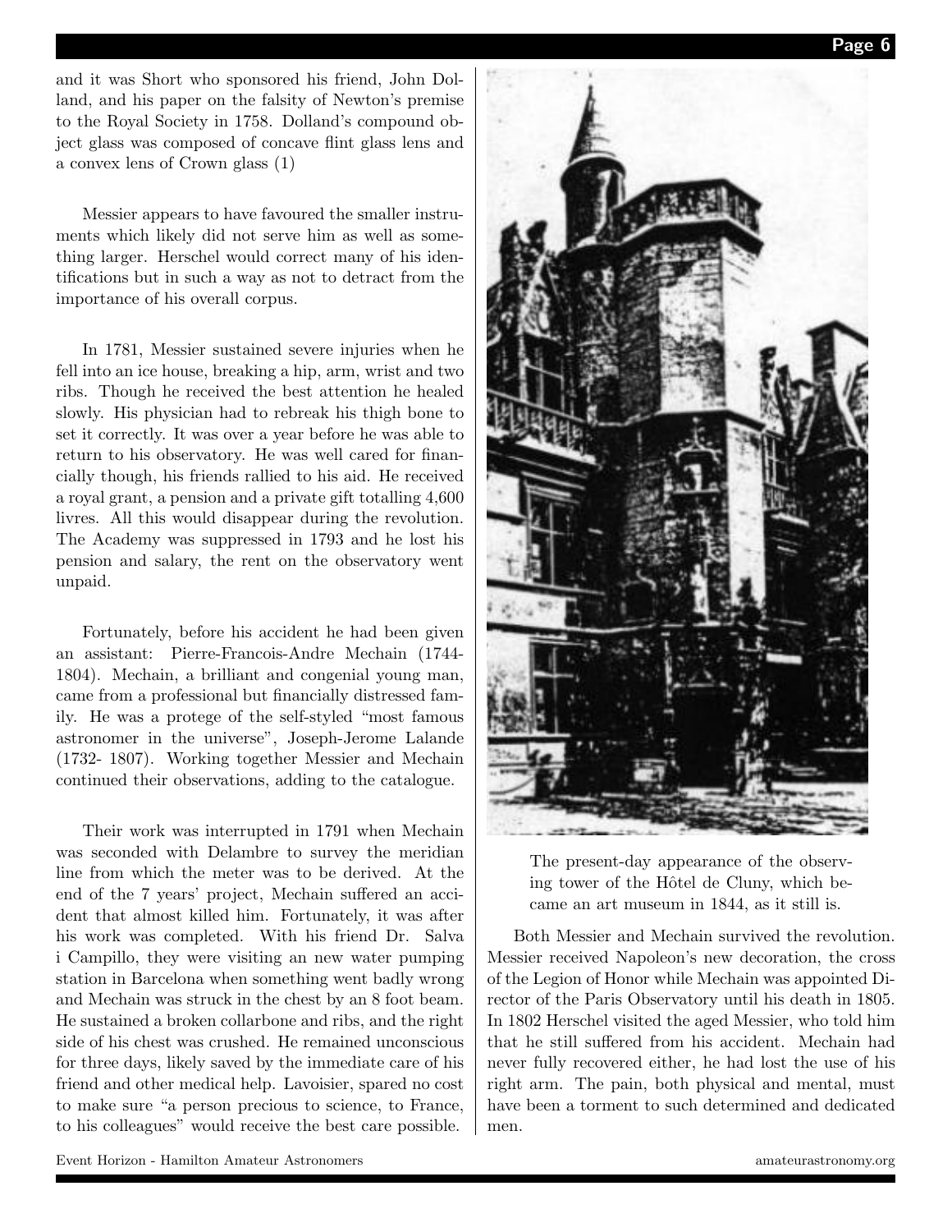and it was Short who sponsored his friend, John Dolland, and his paper on the falsity of Newton's premise to the Royal Society in 1758. Dolland's compound object glass was composed of concave flint glass lens and a convex lens of Crown glass (1)

Messier appears to have favoured the smaller instruments which likely did not serve him as well as something larger. Herschel would correct many of his identifications but in such a way as not to detract from the importance of his overall corpus.

In 1781, Messier sustained severe injuries when he fell into an ice house, breaking a hip, arm, wrist and two ribs. Though he received the best attention he healed slowly. His physician had to rebreak his thigh bone to set it correctly. It was over a year before he was able to return to his observatory. He was well cared for financially though, his friends rallied to his aid. He received a royal grant, a pension and a private gift totalling 4,600 livres. All this would disappear during the revolution. The Academy was suppressed in 1793 and he lost his pension and salary, the rent on the observatory went unpaid.

Fortunately, before his accident he had been given an assistant: Pierre-Francois-Andre Mechain (1744-1804). Mechain, a brilliant and congenial young man, came from a professional but financially distressed family. He was a protege of the self-styled "most famous astronomer in the universe", Joseph-Jerome Lalande (1732- 1807). Working together Messier and Mechain continued their observations, adding to the catalogue.

Their work was interrupted in 1791 when Mechain was seconded with Delambre to survey the meridian line from which the meter was to be derived. At the end of the 7 years' project, Mechain suffered an accident that almost killed him. Fortunately, it was after his work was completed. With his friend Dr. Salva i Campillo, they were visiting an new water pumping station in Barcelona when something went badly wrong and Mechain was struck in the chest by an 8 foot beam. He sustained a broken collarbone and ribs, and the right side of his chest was crushed. He remained unconscious for three days, likely saved by the immediate care of his friend and other medical help. Lavoisier, spared no cost to make sure "a person precious to science, to France, to his colleagues" would receive the best care possible.

The present-day appearance of the observing tower of the Hôtel de Cluny, which became an art museum in 1844, as it still is.

Both Messier and Mechain survived the revolution. Messier received Napoleon's new decoration, the cross of the Legion of Honor while Mechain was appointed Director of the Paris Observatory until his death in 1805. In 1802 Herschel visited the aged Messier, who told him that he still suffered from his accident. Mechain had never fully recovered either, he had lost the use of his right arm. The pain, both physical and mental, must have been a torment to such determined and dedicated men.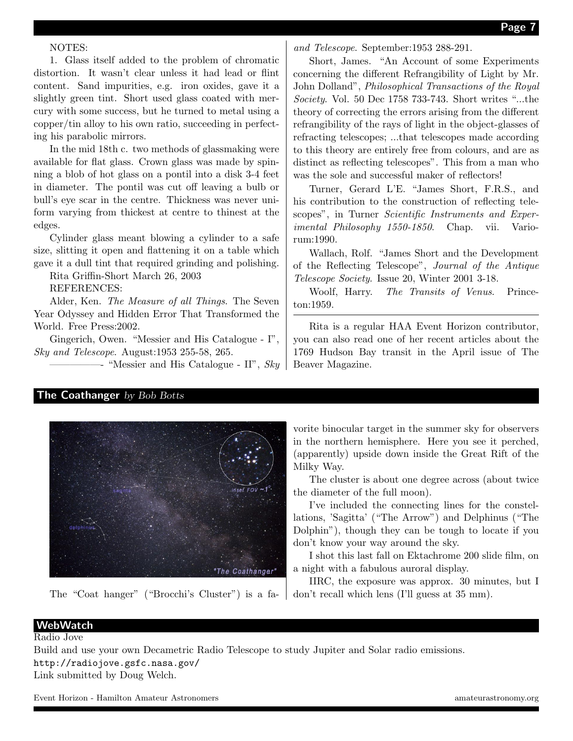NOTES:

1. Glass itself added to the problem of chromatic distortion. It wasn't clear unless it had lead or flint content. Sand impurities, e.g. iron oxides, gave it a slightly green tint. Short used glass coated with mercury with some success, but he turned to metal using a copper/tin alloy to his own ratio, succeeding in perfecting his parabolic mirrors.

In the mid 18th c. two methods of glassmaking were available for flat glass. Crown glass was made by spinning a blob of hot glass on a pontil into a disk 3-4 feet in diameter. The pontil was cut off leaving a bulb or bull's eye scar in the centre. Thickness was never uniform varying from thickest at centre to thinest at the edges.

Cylinder glass meant blowing a cylinder to a safe size, slitting it open and flattening it on a table which gave it a dull tint that required grinding and polishing.

Rita Griffin-Short March 26, 2003

REFERENCES:

Alder, Ken. *The Measure of all Things*. The Seven Year Odyssey and Hidden Error That Transformed the World. Free Press:2002.

Gingerich, Owen. "Messier and His Catalogue - I", *Sky and Telescope*. August:1953 255-58, 265.

——————- "Messier and His Catalogue - II", *Sky and Telescope*. September:1953 288-291.

Short, James. "An Account of some Experiments concerning the different Refrangibility of Light by Mr. John Dolland", *Philosophical Transactions of the Royal Society*. Vol. 50 Dec 1758 733-743. Short writes "...the theory of correcting the errors arising from the different refrangibility of the rays of light in the object-glasses of refracting telescopes; ...that telescopes made according to this theory are entirely free from colours, and are as distinct as reflecting telescopes". This from a man who was the sole and successful maker of reflectors!

Turner, Gerard L'E. "James Short, F.R.S., and his contribution to the construction of reflecting telescopes", in Turner *Scientific Instruments and Experimental Philosophy 1550-1850*. Chap. vii. Variorum:1990.

Wallach, Rolf. "James Short and the Development of the Reflecting Telescope", *Journal of the Antique Telescope Society*. Issue 20, Winter 2001 3-18.

Woolf, Harry. *The Transits of Venus*. Princeton:1959.

---

Rita is a regular HAA Event Horizon contributor, you can also read one of her recent articles about the 1769 Hudson Bay transit in the April issue of The Beaver Magazine.

## The Coathanger *by Bob Botts*

The "Coat hanger" ("Brocchi's Cluster") is a favorite binocular target in the summer sky for observers in the northern hemisphere. Here you see it perched, (apparently) upside down inside the Great Rift of the Milky Way.

The cluster is about one degree across (about twice the diameter of the full moon).

I've included the connecting lines for the constellations, 'Sagitta' ("The Arrow") and Delphinus ("The Dolphin"), though they can be tough to locate if you don't know your way around the sky.

I shot this last fall on Ektachrome 200 slide film, on a night with a fabulous auroral display.

IIRC, the exposure was approx. 30 minutes, but I don't recall which lens (I'll guess at 35 mm).

## WebWatch

Radio Jove

Build and use your own Decametric Radio Telescope to study Jupiter and Solar radio emissions.

http://radiojove.gsfc.nasa.gov/

Link submitted by Doug Welch.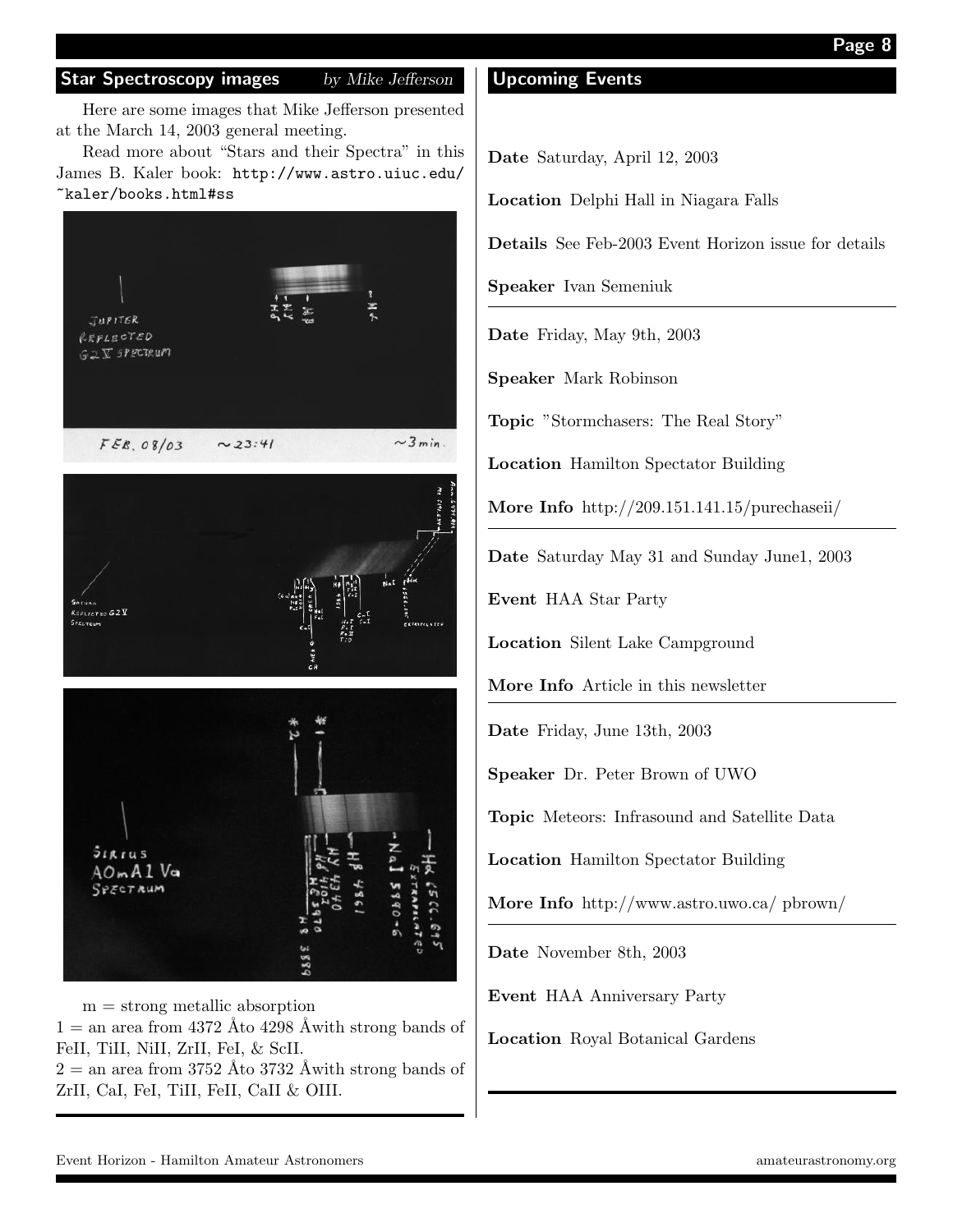## Star Spectroscopy images

*by Mike Jefferson*

Here are some images that Mike Jefferson presented at the March 14, 2003 general meeting.

Read more about "Stars and their Spectra" in this James B. Kaler book: `http://www.astro.uiuc.edu/~kaler/books.html#ss`

m = strong metallic absorption
1 = an area from 4372 Åto 4298 Åwith strong bands of FeII, TiII, NiII, ZrII, FeI, & ScII.
2 = an area from 3752 Åto 3732 Åwith strong bands of ZrII, CaI, FeI, TiII, FeII, CaII & OIII.

## Upcoming Events

**Date** Saturday, April 12, 2003

**Location** Delphi Hall in Niagara Falls

**Details** See Feb-2003 Event Horizon issue for details

**Speaker** Ivan Semeniuk

---

**Date** Friday, May 9th, 2003

**Speaker** Mark Robinson

**Topic** "Stormchasers: The Real Story"

**Location** Hamilton Spectator Building

**More Info** http://209.151.141.15/purechaseii/

---

**Date** Saturday May 31 and Sunday June1, 2003

**Event** HAA Star Party

**Location** Silent Lake Campground

**More Info** Article in this newsletter

---

**Date** Friday, June 13th, 2003

**Speaker** Dr. Peter Brown of UWO

**Topic** Meteors: Infrasound and Satellite Data

**Location** Hamilton Spectator Building

**More Info** http://www.astro.uwo.ca/ pbrown/

---

**Date** November 8th, 2003

**Event** HAA Anniversary Party

**Location** Royal Botanical Gardens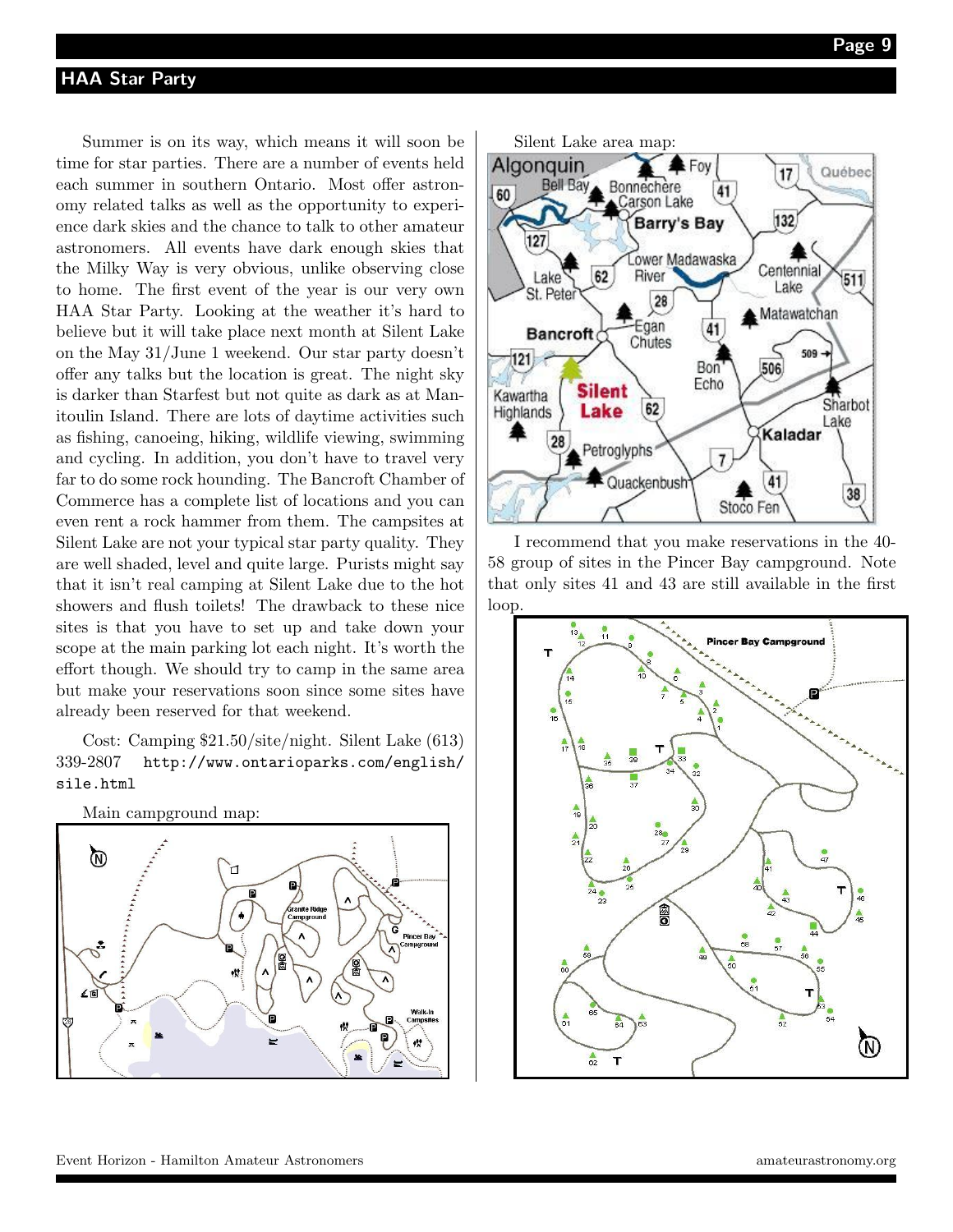## HAA Star Party

Summer is on its way, which means it will soon be time for star parties. There are a number of events held each summer in southern Ontario. Most offer astronomy related talks as well as the opportunity to experience dark skies and the chance to talk to other amateur astronomers. All events have dark enough skies that the Milky Way is very obvious, unlike observing close to home. The first event of the year is our very own HAA Star Party. Looking at the weather it's hard to believe but it will take place next month at Silent Lake on the May 31/June 1 weekend. Our star party doesn't offer any talks but the location is great. The night sky is darker than Starfest but not quite as dark as at Manitoulin Island. There are lots of daytime activities such as fishing, canoeing, hiking, wildlife viewing, swimming and cycling. In addition, you don't have to travel very far to do some rock hounding. The Bancroft Chamber of Commerce has a complete list of locations and you can even rent a rock hammer from them. The campsites at Silent Lake are not your typical star party quality. They are well shaded, level and quite large. Purists might say that it isn't real camping at Silent Lake due to the hot showers and flush toilets! The drawback to these nice sites is that you have to set up and take down your scope at the main parking lot each night. It's worth the effort though. We should try to camp in the same area but make your reservations soon since some sites have already been reserved for that weekend.

Cost: Camping $21.50/site/night. Silent Lake (613) 339-2807 http://www.ontarioparks.com/english/sile.html

Main campground map:

Silent Lake area map:

I recommend that you make reservations in the 40-58 group of sites in the Pincer Bay campground. Note that only sites 41 and 43 are still available in the first loop.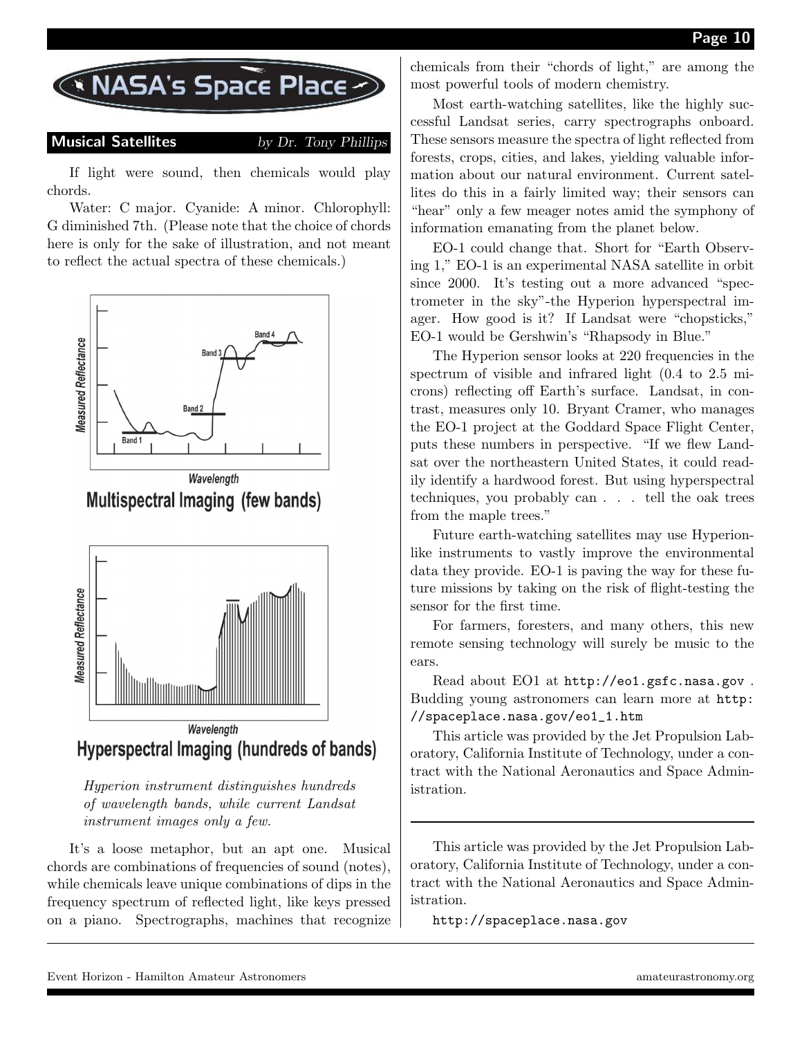# NASA's Space Place

## Musical Satellites

*by Dr. Tony Phillips*

If light were sound, then chemicals would play chords.

Water: C major. Cyanide: A minor. Chlorophyll: G diminished 7th. (Please note that the choice of chords here is only for the sake of illustration, and not meant to reflect the actual spectra of these chemicals.)

Multispectral Imaging (few bands)

Hyperspectral Imaging (hundreds of bands)

*Hyperion instrument distinguishes hundreds of wavelength bands, while current Landsat instrument images only a few.*

It's a loose metaphor, but an apt one. Musical chords are combinations of frequencies of sound (notes), while chemicals leave unique combinations of dips in the frequency spectrum of reflected light, like keys pressed on a piano. Spectrographs, machines that recognize chemicals from their "chords of light," are among the most powerful tools of modern chemistry.

Most earth-watching satellites, like the highly successful Landsat series, carry spectrographs onboard. These sensors measure the spectra of light reflected from forests, crops, cities, and lakes, yielding valuable information about our natural environment. Current satellites do this in a fairly limited way; their sensors can "hear" only a few meager notes amid the symphony of information emanating from the planet below.

EO-1 could change that. Short for "Earth Observing 1," EO-1 is an experimental NASA satellite in orbit since 2000. It's testing out a more advanced "spectrometer in the sky"-the Hyperion hyperspectral imager. How good is it? If Landsat were "chopsticks," EO-1 would be Gershwin's "Rhapsody in Blue."

The Hyperion sensor looks at 220 frequencies in the spectrum of visible and infrared light (0.4 to 2.5 microns) reflecting off Earth's surface. Landsat, in contrast, measures only 10. Bryant Cramer, who manages the EO-1 project at the Goddard Space Flight Center, puts these numbers in perspective. "If we flew Landsat over the northeastern United States, it could readily identify a hardwood forest. But using hyperspectral techniques, you probably can . . . tell the oak trees from the maple trees."

Future earth-watching satellites may use Hyperion-like instruments to vastly improve the environmental data they provide. EO-1 is paving the way for these future missions by taking on the risk of flight-testing the sensor for the first time.

For farmers, foresters, and many others, this new remote sensing technology will surely be music to the ears.

Read about EO1 at http://eo1.gsfc.nasa.gov . Budding young astronomers can learn more at http://spaceplace.nasa.gov/eo1_1.htm

This article was provided by the Jet Propulsion Laboratory, California Institute of Technology, under a contract with the National Aeronautics and Space Administration.

---

This article was provided by the Jet Propulsion Laboratory, California Institute of Technology, under a contract with the National Aeronautics and Space Administration.

http://spaceplace.nasa.gov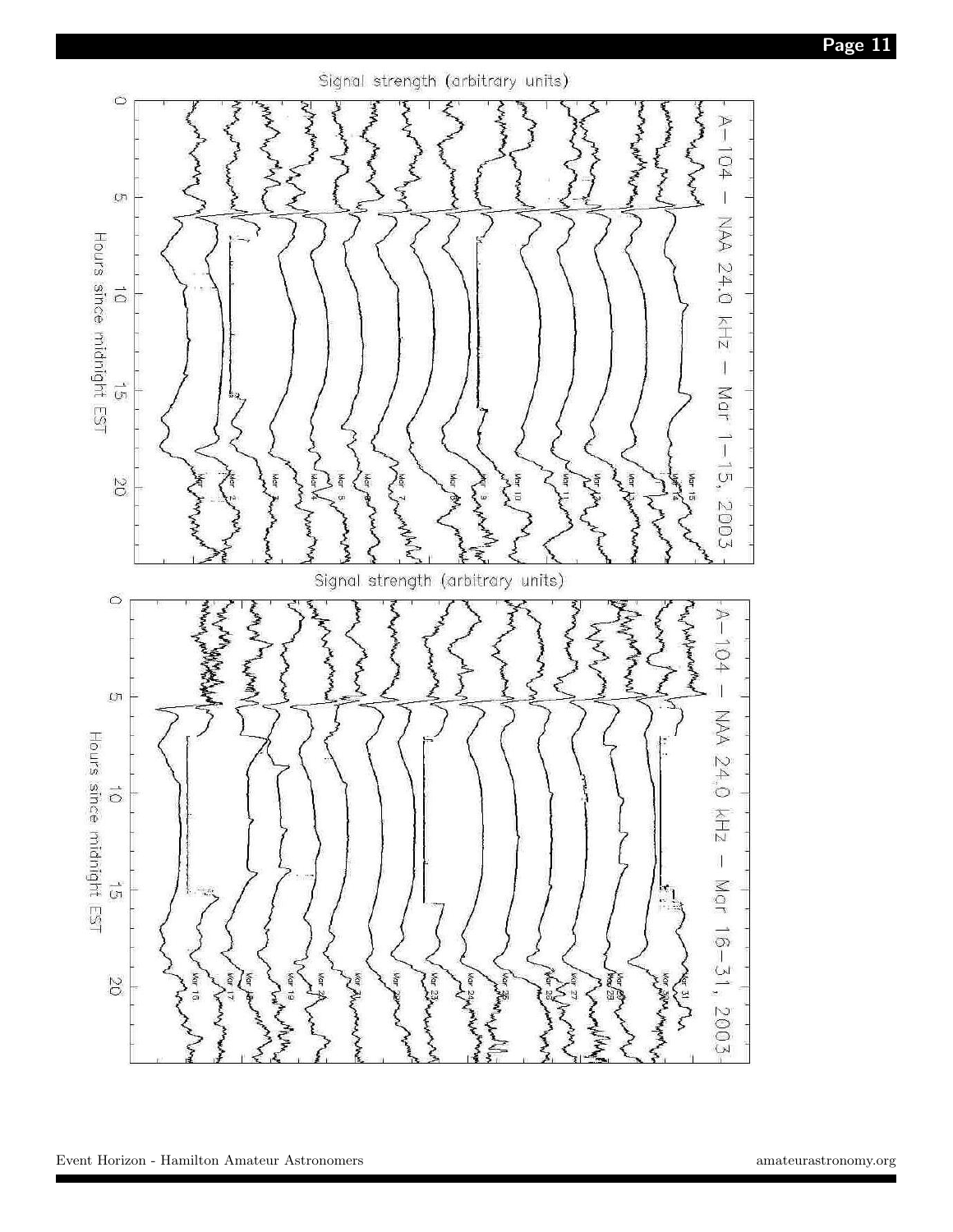A–104 – NAA 24.0 kHz – Mar 1–15, 2003

Signal strength (arbitrary units)

Hours since midnight EST

A–104 – NAA 24.0 kHz – Mar 16–31, 2003

Signal strength (arbitrary units)

Hours since midnight EST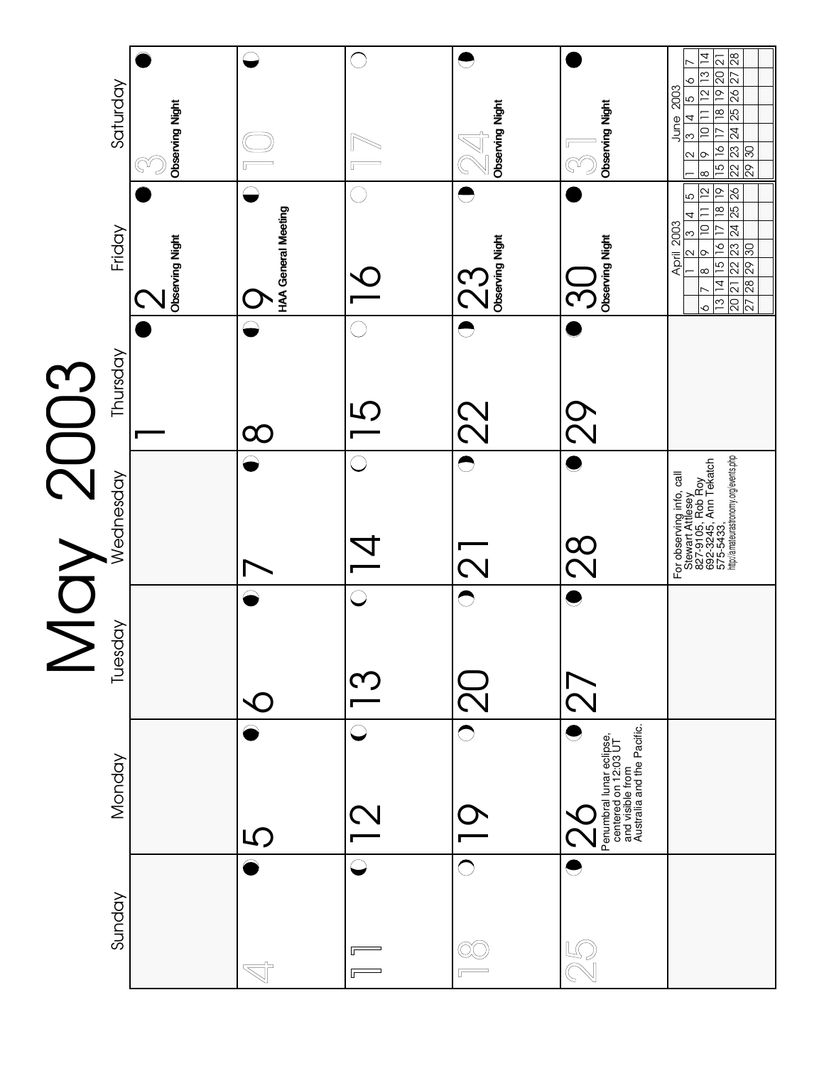# May 2003

| Sunday | Monday | Tuesday | Wednesday | Thursday | Friday | Saturday |
|---|---|---|---|---|---|---|
| | | | | 1 | 2 **Observing Night** | 3 **Observing Night** |
| 4 | 5 | 6 | 7 | 8 | 9 **HAA General Meeting** | 10 |
| 11 | 12 | 13 | 14 | 15 | 16 | 17 |
| 18 | 19 | 20 | 21 | 22 | 23 **Observing Night** | 24 **Observing Night** |
| 25 | 26 Penumbral lunar eclipse, centered on 12:03 UT and visible from Australia and the Pacific. | 27 | 28 | 29 | 30 **Observing Night** | 31 **Observing Night** |
| | | | For observing info, call Stewart Attlesey 827-9105, Rob Roy 692-3245, Ann Tekatch 575-5433, http://amateurastronomy.org/events.php | | April 2003 | June 2003 |

**April 2003**

| | | | | | | |
|---|---|---|---|---|---|---|
| | | 1 | 2 | 3 | 4 | 5 |
| 6 | 7 | 8 | 9 | 10 | 11 | 12 |
| 13 | 14 | 15 | 16 | 17 | 18 | 19 |
| 20 | 21 | 22 | 23 | 24 | 25 | 26 |
| 27 | 28 | 29 | 30 | | | |

**June 2003**

| | | | | | | |
|---|---|---|---|---|---|---|
| 1 | 2 | 3 | 4 | 5 | 6 | 7 |
| 8 | 9 | 10 | 11 | 12 | 13 | 14 |
| 15 | 16 | 17 | 18 | 19 | 20 | 21 |
| 22 | 23 | 24 | 25 | 26 | 27 | 28 |
| 29 | 30 | | | | | |